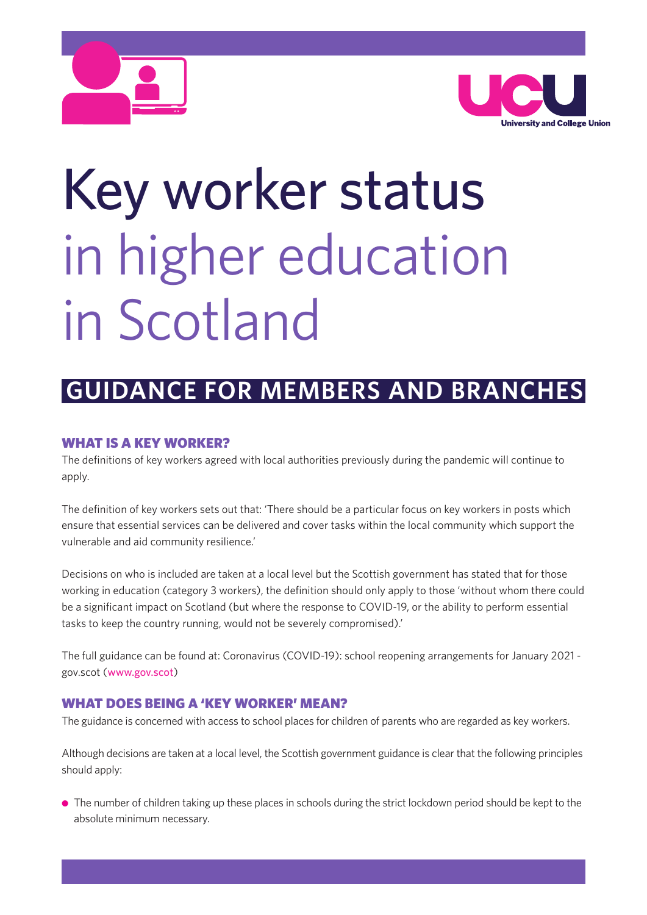University and College Union

# Key worker status in higher education in Scotland

## GUIDANCE FOR MEMBERS AND BRANCHES

### WHAT IS A KEY WORKER?

The definitions of key workers agreed with local authorities previously during the pandemic will continue to apply.

The definition of key workers sets out that: 'There should be a particular focus on key workers in posts which ensure that essential services can be delivered and cover tasks within the local community which support the vulnerable and aid community resilience.'

Decisions on who is included are taken at a local level but the Scottish government has stated that for those working in education (category 3 workers), the definition should only apply to those 'without whom there could be a significant impact on Scotland (but where the response to COVID-19, or the ability to perform essential tasks to keep the country running, would not be severely compromised).'

The full guidance can be found at: Coronavirus (COVID-19): school reopening arrangements for January 2021 - gov.scot (www.gov.scot)

### WHAT DOES BEING A 'KEY WORKER' MEAN?

The guidance is concerned with access to school places for children of parents who are regarded as key workers.

Although decisions are taken at a local level, the Scottish government guidance is clear that the following principles should apply:

- The number of children taking up these places in schools during the strict lockdown period should be kept to the absolute minimum necessary.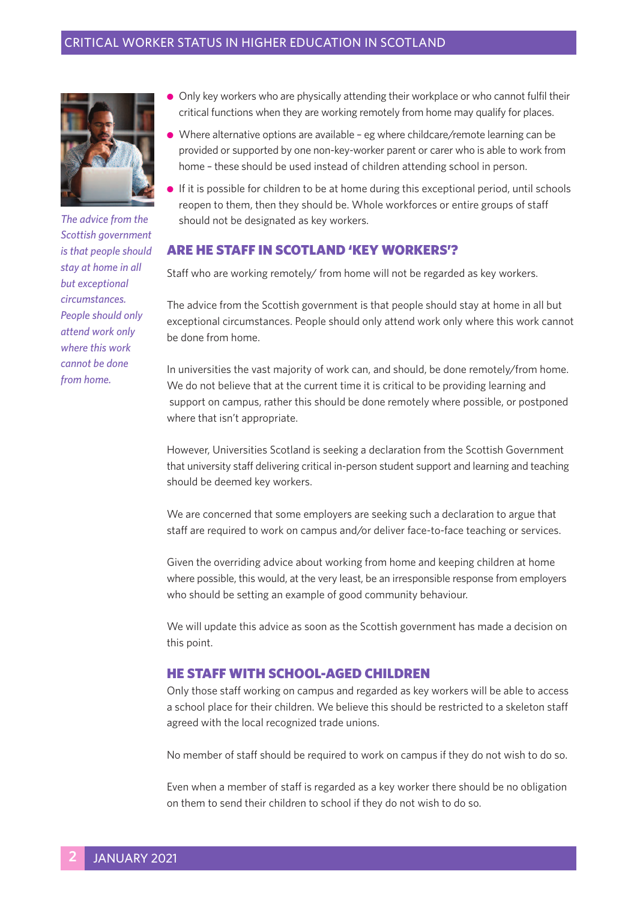*The advice from the Scottish government is that people should stay at home in all but exceptional circumstances. People should only attend work only where this work cannot be done from home.*

- Only key workers who are physically attending their workplace or who cannot fulfil their critical functions when they are working remotely from home may qualify for places.
- Where alternative options are available – eg where childcare/remote learning can be provided or supported by one non-key-worker parent or carer who is able to work from home – these should be used instead of children attending school in person.
- If it is possible for children to be at home during this exceptional period, until schools reopen to them, then they should be. Whole workforces or entire groups of staff should not be designated as key workers.

## ARE HE STAFF IN SCOTLAND 'KEY WORKERS'?

Staff who are working remotely/ from home will not be regarded as key workers.

The advice from the Scottish government is that people should stay at home in all but exceptional circumstances. People should only attend work only where this work cannot be done from home.

In universities the vast majority of work can, and should, be done remotely/from home. We do not believe that at the current time it is critical to be providing learning and support on campus, rather this should be done remotely where possible, or postponed where that isn't appropriate.

However, Universities Scotland is seeking a declaration from the Scottish Government that university staff delivering critical in-person student support and learning and teaching should be deemed key workers.

We are concerned that some employers are seeking such a declaration to argue that staff are required to work on campus and/or deliver face-to-face teaching or services.

Given the overriding advice about working from home and keeping children at home where possible, this would, at the very least, be an irresponsible response from employers who should be setting an example of good community behaviour.

We will update this advice as soon as the Scottish government has made a decision on this point.

## HE STAFF WITH SCHOOL-AGED CHILDREN

Only those staff working on campus and regarded as key workers will be able to access a school place for their children. We believe this should be restricted to a skeleton staff agreed with the local recognized trade unions.

No member of staff should be required to work on campus if they do not wish to do so.

Even when a member of staff is regarded as a key worker there should be no obligation on them to send their children to school if they do not wish to do so.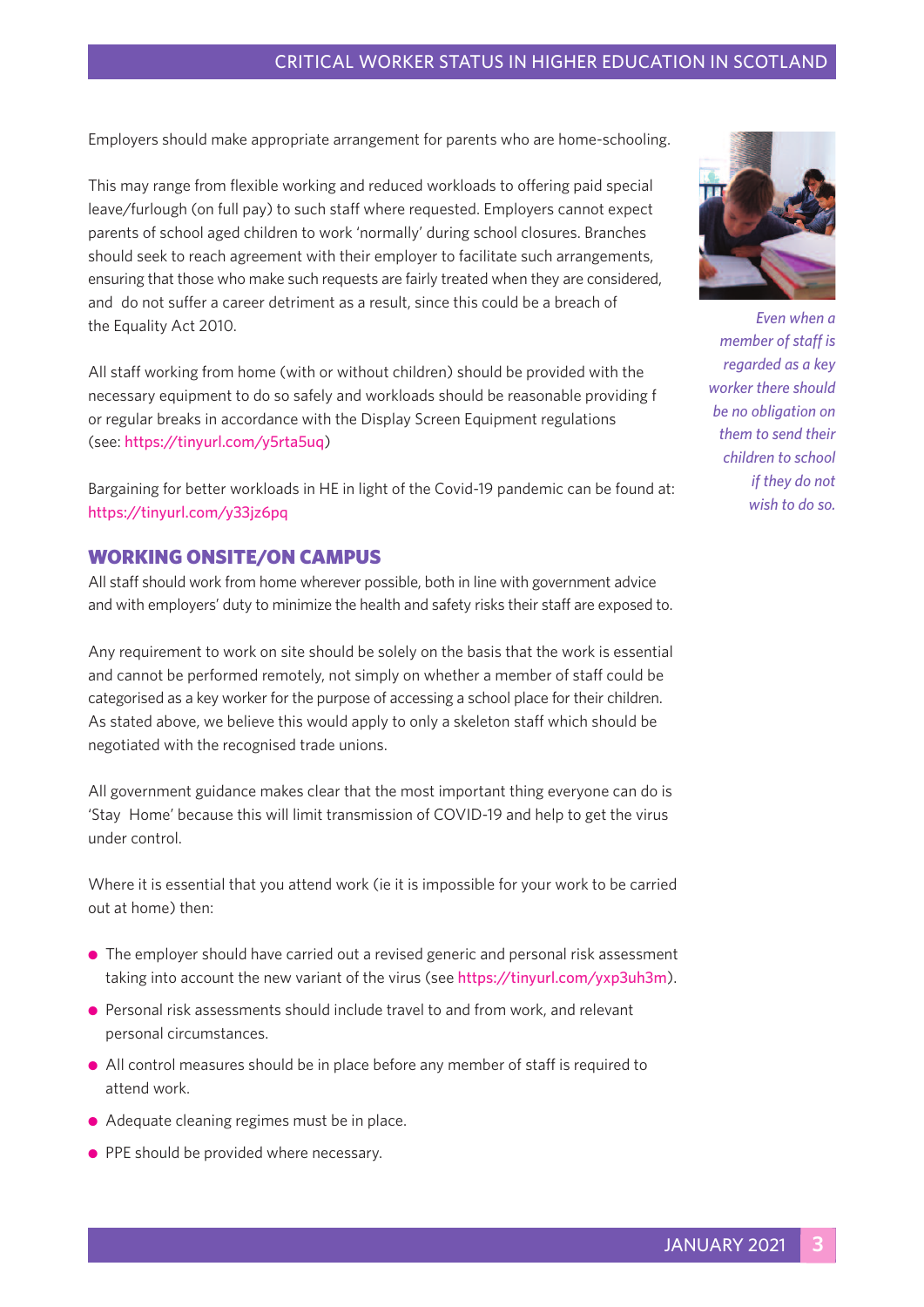Employers should make appropriate arrangement for parents who are home-schooling.

This may range from flexible working and reduced workloads to offering paid special leave/furlough (on full pay) to such staff where requested. Employers cannot expect parents of school aged children to work 'normally' during school closures. Branches should seek to reach agreement with their employer to facilitate such arrangements, ensuring that those who make such requests are fairly treated when they are considered, and do not suffer a career detriment as a result, since this could be a breach of the Equality Act 2010.

All staff working from home (with or without children) should be provided with the necessary equipment to do so safely and workloads should be reasonable providing f or regular breaks in accordance with the Display Screen Equipment regulations (see: https://tinyurl.com/y5rta5uq)

Bargaining for better workloads in HE in light of the Covid-19 pandemic can be found at: https://tinyurl.com/y33jz6pq

*Even when a member of staff is regarded as a key worker there should be no obligation on them to send their children to school if they do not wish to do so.*

## WORKING ONSITE/ON CAMPUS

All staff should work from home wherever possible, both in line with government advice and with employers' duty to minimize the health and safety risks their staff are exposed to.

Any requirement to work on site should be solely on the basis that the work is essential and cannot be performed remotely, not simply on whether a member of staff could be categorised as a key worker for the purpose of accessing a school place for their children. As stated above, we believe this would apply to only a skeleton staff which should be negotiated with the recognised trade unions.

All government guidance makes clear that the most important thing everyone can do is 'Stay Home' because this will limit transmission of COVID-19 and help to get the virus under control.

Where it is essential that you attend work (ie it is impossible for your work to be carried out at home) then:

- The employer should have carried out a revised generic and personal risk assessment taking into account the new variant of the virus (see https://tinyurl.com/yxp3uh3m).
- Personal risk assessments should include travel to and from work, and relevant personal circumstances.
- All control measures should be in place before any member of staff is required to attend work.
- Adequate cleaning regimes must be in place.
- PPE should be provided where necessary.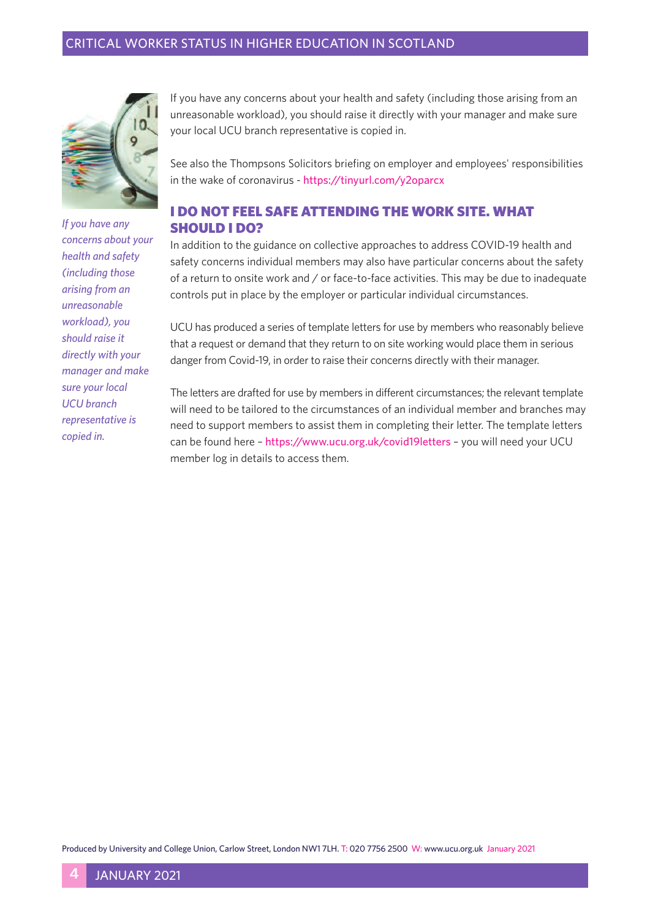*If you have any concerns about your health and safety (including those arising from an unreasonable workload), you should raise it directly with your manager and make sure your local UCU branch representative is copied in.*

If you have any concerns about your health and safety (including those arising from an unreasonable workload), you should raise it directly with your manager and make sure your local UCU branch representative is copied in.

See also the Thompsons Solicitors briefing on employer and employees' responsibilities in the wake of coronavirus - https://tinyurl.com/y2oparcx

## I DO NOT FEEL SAFE ATTENDING THE WORK SITE. WHAT SHOULD I DO?

In addition to the guidance on collective approaches to address COVID-19 health and safety concerns individual members may also have particular concerns about the safety of a return to onsite work and / or face-to-face activities. This may be due to inadequate controls put in place by the employer or particular individual circumstances.

UCU has produced a series of template letters for use by members who reasonably believe that a request or demand that they return to on site working would place them in serious danger from Covid-19, in order to raise their concerns directly with their manager.

The letters are drafted for use by members in different circumstances; the relevant template will need to be tailored to the circumstances of an individual member and branches may need to support members to assist them in completing their letter. The template letters can be found here – https://www.ucu.org.uk/covid19letters – you will need your UCU member log in details to access them.

Produced by University and College Union, Carlow Street, London NW1 7LH. T: 020 7756 2500 W: www.ucu.org.uk January 2021